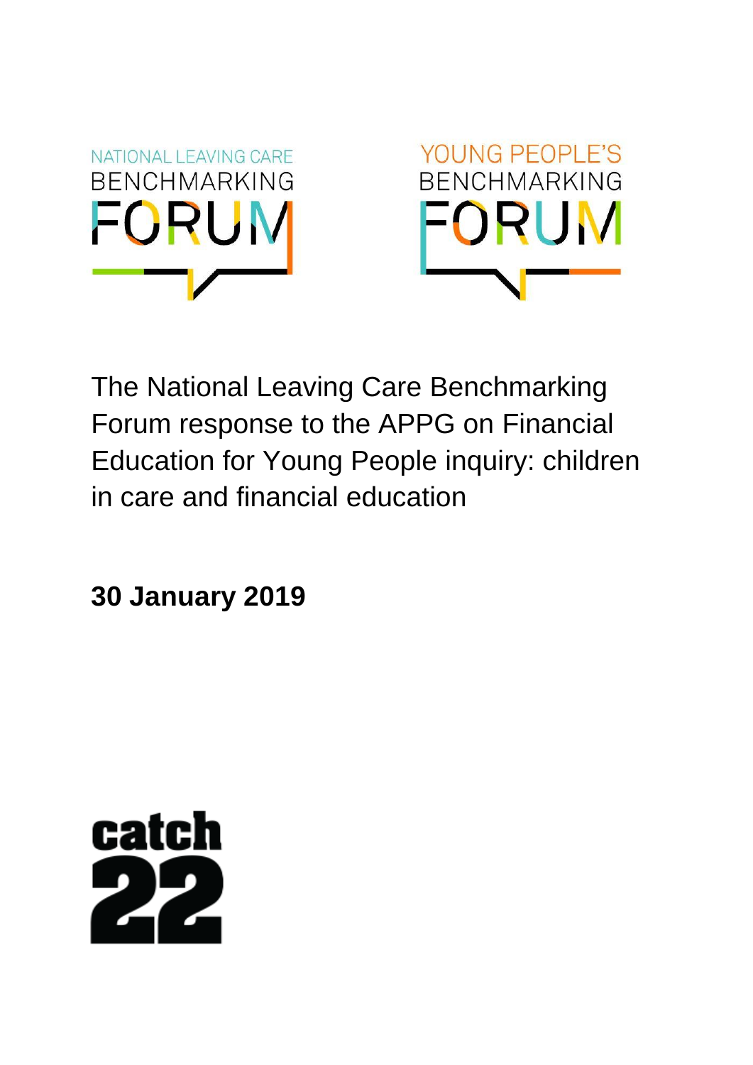NATIONAL LEAVING CARE BENCHMARKING FORUM

YOUNG PEOPLE'S BENCHMARKING FORUM

# The National Leaving Care Benchmarking Forum response to the APPG on Financial Education for Young People inquiry: children in care and financial education

**30 January 2019**

catch 22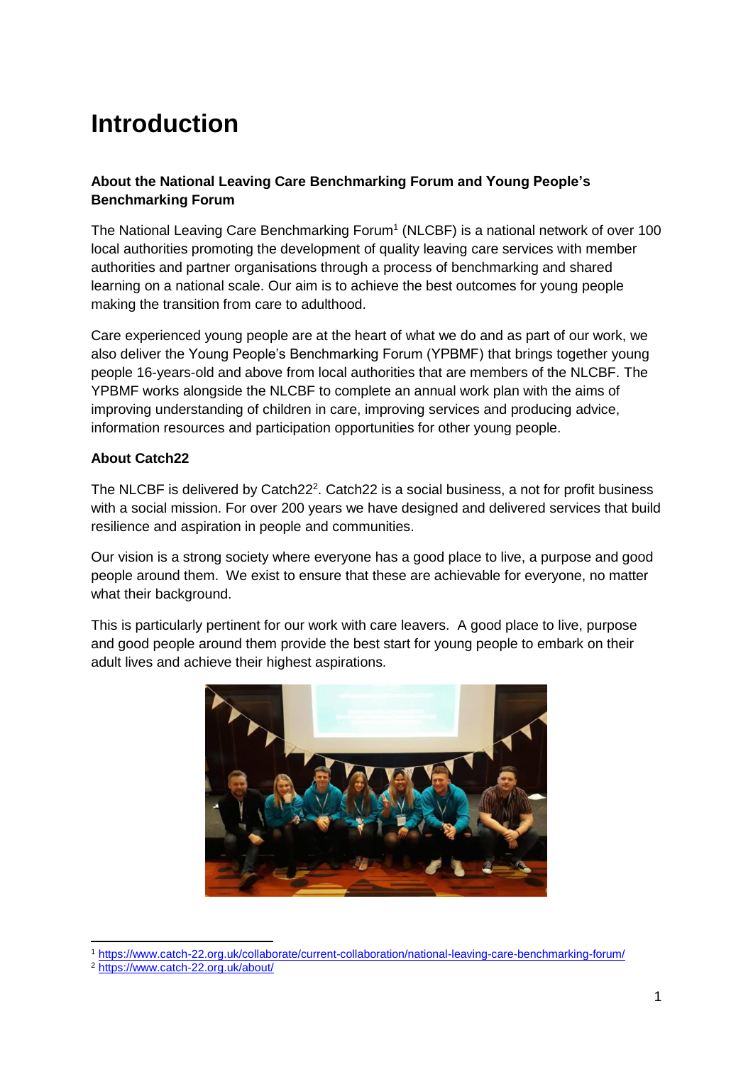# Introduction

**About the National Leaving Care Benchmarking Forum and Young People's Benchmarking Forum**

The National Leaving Care Benchmarking Forum[1] (NLCBF) is a national network of over 100 local authorities promoting the development of quality leaving care services with member authorities and partner organisations through a process of benchmarking and shared learning on a national scale. Our aim is to achieve the best outcomes for young people making the transition from care to adulthood.

Care experienced young people are at the heart of what we do and as part of our work, we also deliver the Young People's Benchmarking Forum (YPBMF) that brings together young people 16-years-old and above from local authorities that are members of the NLCBF. The YPBMF works alongside the NLCBF to complete an annual work plan with the aims of improving understanding of children in care, improving services and producing advice, information resources and participation opportunities for other young people.

**About Catch22**

The NLCBF is delivered by Catch22[2]. Catch22 is a social business, a not for profit business with a social mission. For over 200 years we have designed and delivered services that build resilience and aspiration in people and communities.

Our vision is a strong society where everyone has a good place to live, a purpose and good people around them. We exist to ensure that these are achievable for everyone, no matter what their background.

This is particularly pertinent for our work with care leavers. A good place to live, purpose and good people around them provide the best start for young people to embark on their adult lives and achieve their highest aspirations.

[1] https://www.catch-22.org.uk/collaborate/current-collaboration/national-leaving-care-benchmarking-forum/

[2] https://www.catch-22.org.uk/about/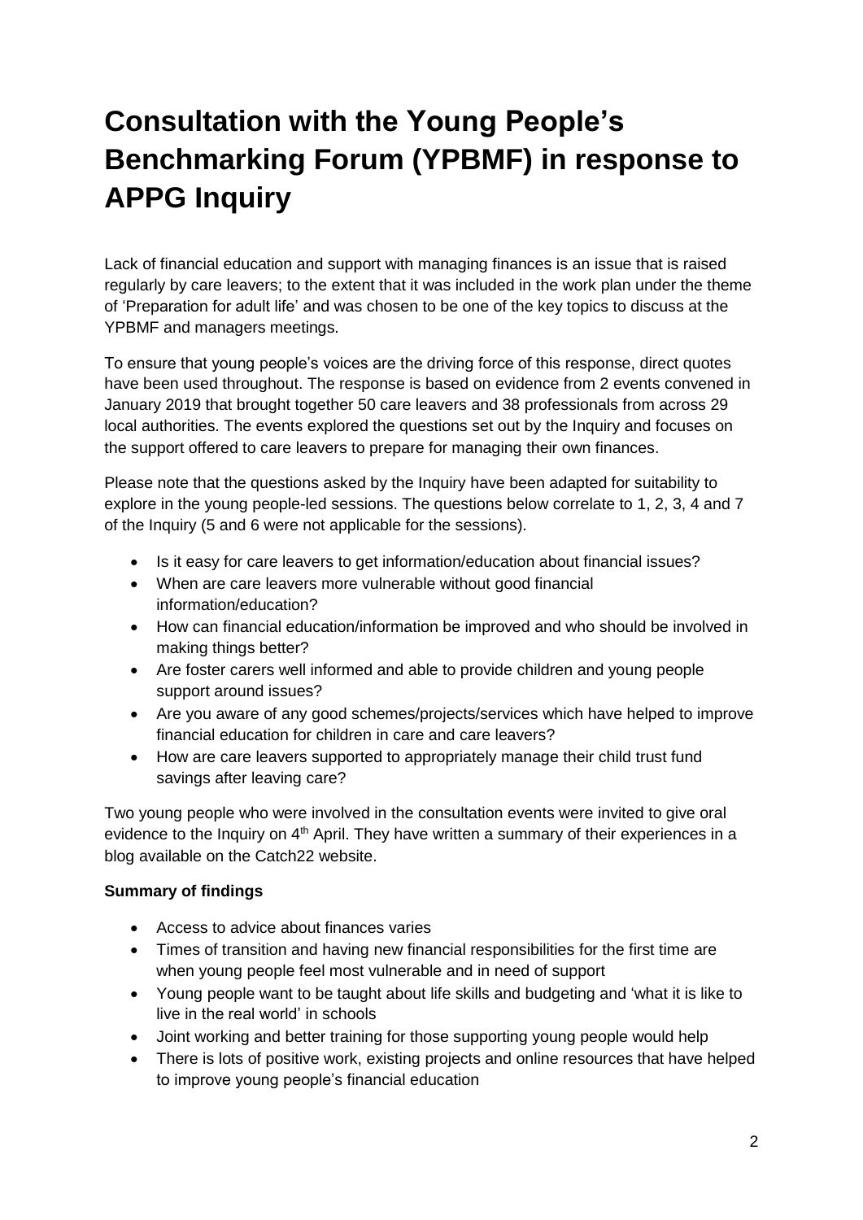# Consultation with the Young People's Benchmarking Forum (YPBMF) in response to APPG Inquiry

Lack of financial education and support with managing finances is an issue that is raised regularly by care leavers; to the extent that it was included in the work plan under the theme of 'Preparation for adult life' and was chosen to be one of the key topics to discuss at the YPBMF and managers meetings.

To ensure that young people's voices are the driving force of this response, direct quotes have been used throughout. The response is based on evidence from 2 events convened in January 2019 that brought together 50 care leavers and 38 professionals from across 29 local authorities. The events explored the questions set out by the Inquiry and focuses on the support offered to care leavers to prepare for managing their own finances.

Please note that the questions asked by the Inquiry have been adapted for suitability to explore in the young people-led sessions. The questions below correlate to 1, 2, 3, 4 and 7 of the Inquiry (5 and 6 were not applicable for the sessions).

- Is it easy for care leavers to get information/education about financial issues?
- When are care leavers more vulnerable without good financial information/education?
- How can financial education/information be improved and who should be involved in making things better?
- Are foster carers well informed and able to provide children and young people support around issues?
- Are you aware of any good schemes/projects/services which have helped to improve financial education for children in care and care leavers?
- How are care leavers supported to appropriately manage their child trust fund savings after leaving care?

Two young people who were involved in the consultation events were invited to give oral evidence to the Inquiry on 4th April. They have written a summary of their experiences in a blog available on the Catch22 website.

**Summary of findings**

- Access to advice about finances varies
- Times of transition and having new financial responsibilities for the first time are when young people feel most vulnerable and in need of support
- Young people want to be taught about life skills and budgeting and 'what it is like to live in the real world' in schools
- Joint working and better training for those supporting young people would help
- There is lots of positive work, existing projects and online resources that have helped to improve young people's financial education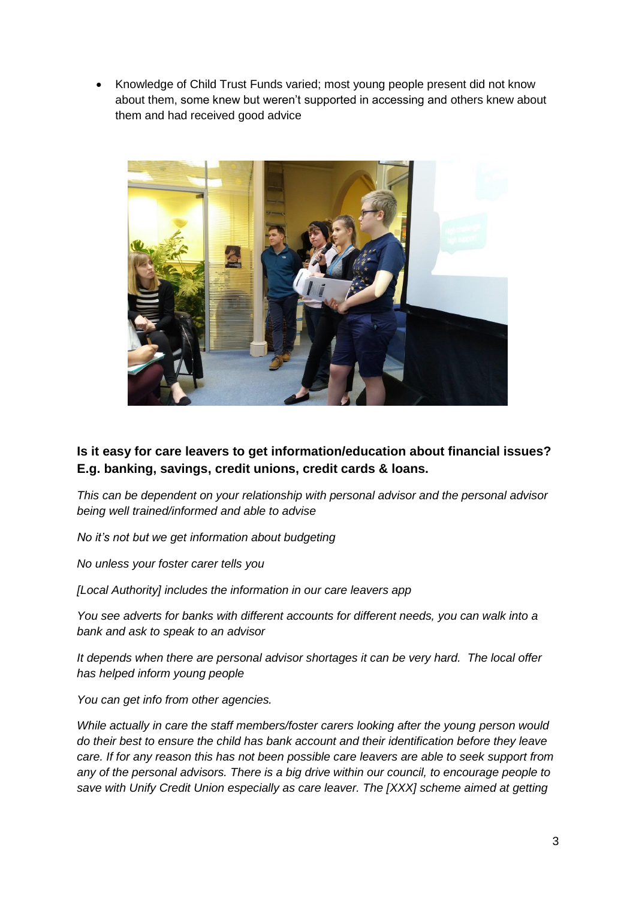- Knowledge of Child Trust Funds varied; most young people present did not know about them, some knew but weren't supported in accessing and others knew about them and had received good advice

**Is it easy for care leavers to get information/education about financial issues? E.g. banking, savings, credit unions, credit cards & loans.**

*This can be dependent on your relationship with personal advisor and the personal advisor being well trained/informed and able to advise*

*No it's not but we get information about budgeting*

*No unless your foster carer tells you*

*[Local Authority] includes the information in our care leavers app*

*You see adverts for banks with different accounts for different needs, you can walk into a bank and ask to speak to an advisor*

*It depends when there are personal advisor shortages it can be very hard. The local offer has helped inform young people*

*You can get info from other agencies.*

*While actually in care the staff members/foster carers looking after the young person would do their best to ensure the child has bank account and their identification before they leave care. If for any reason this has not been possible care leavers are able to seek support from any of the personal advisors. There is a big drive within our council, to encourage people to save with Unify Credit Union especially as care leaver. The [XXX] scheme aimed at getting*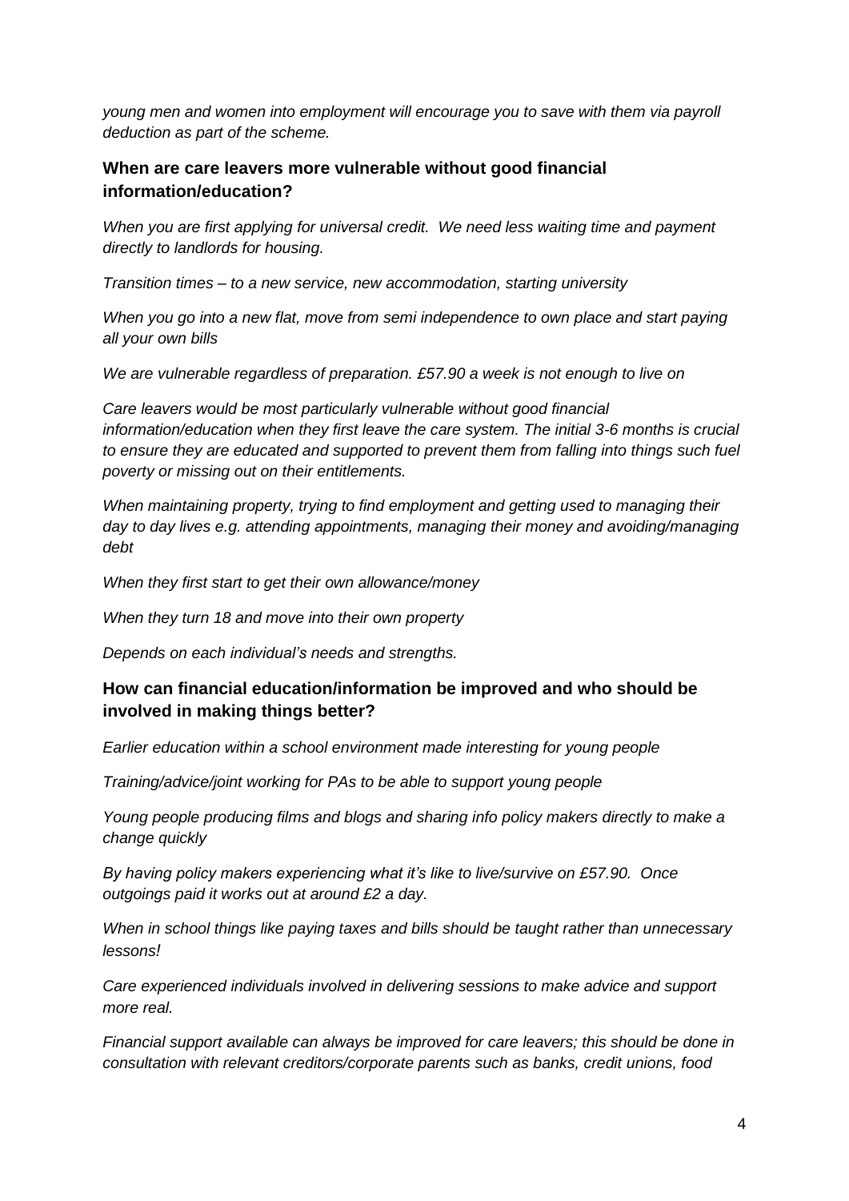*young men and women into employment will encourage you to save with them via payroll deduction as part of the scheme.*

### When are care leavers more vulnerable without good financial information/education?

*When you are first applying for universal credit. We need less waiting time and payment directly to landlords for housing.*

*Transition times – to a new service, new accommodation, starting university*

*When you go into a new flat, move from semi independence to own place and start paying all your own bills*

*We are vulnerable regardless of preparation. £57.90 a week is not enough to live on*

*Care leavers would be most particularly vulnerable without good financial information/education when they first leave the care system. The initial 3-6 months is crucial to ensure they are educated and supported to prevent them from falling into things such fuel poverty or missing out on their entitlements.*

*When maintaining property, trying to find employment and getting used to managing their day to day lives e.g. attending appointments, managing their money and avoiding/managing debt*

*When they first start to get their own allowance/money*

*When they turn 18 and move into their own property*

*Depends on each individual's needs and strengths.*

### How can financial education/information be improved and who should be involved in making things better?

*Earlier education within a school environment made interesting for young people*

*Training/advice/joint working for PAs to be able to support young people*

*Young people producing films and blogs and sharing info policy makers directly to make a change quickly*

*By having policy makers experiencing what it's like to live/survive on £57.90. Once outgoings paid it works out at around £2 a day.*

*When in school things like paying taxes and bills should be taught rather than unnecessary lessons!*

*Care experienced individuals involved in delivering sessions to make advice and support more real.*

*Financial support available can always be improved for care leavers; this should be done in consultation with relevant creditors/corporate parents such as banks, credit unions, food*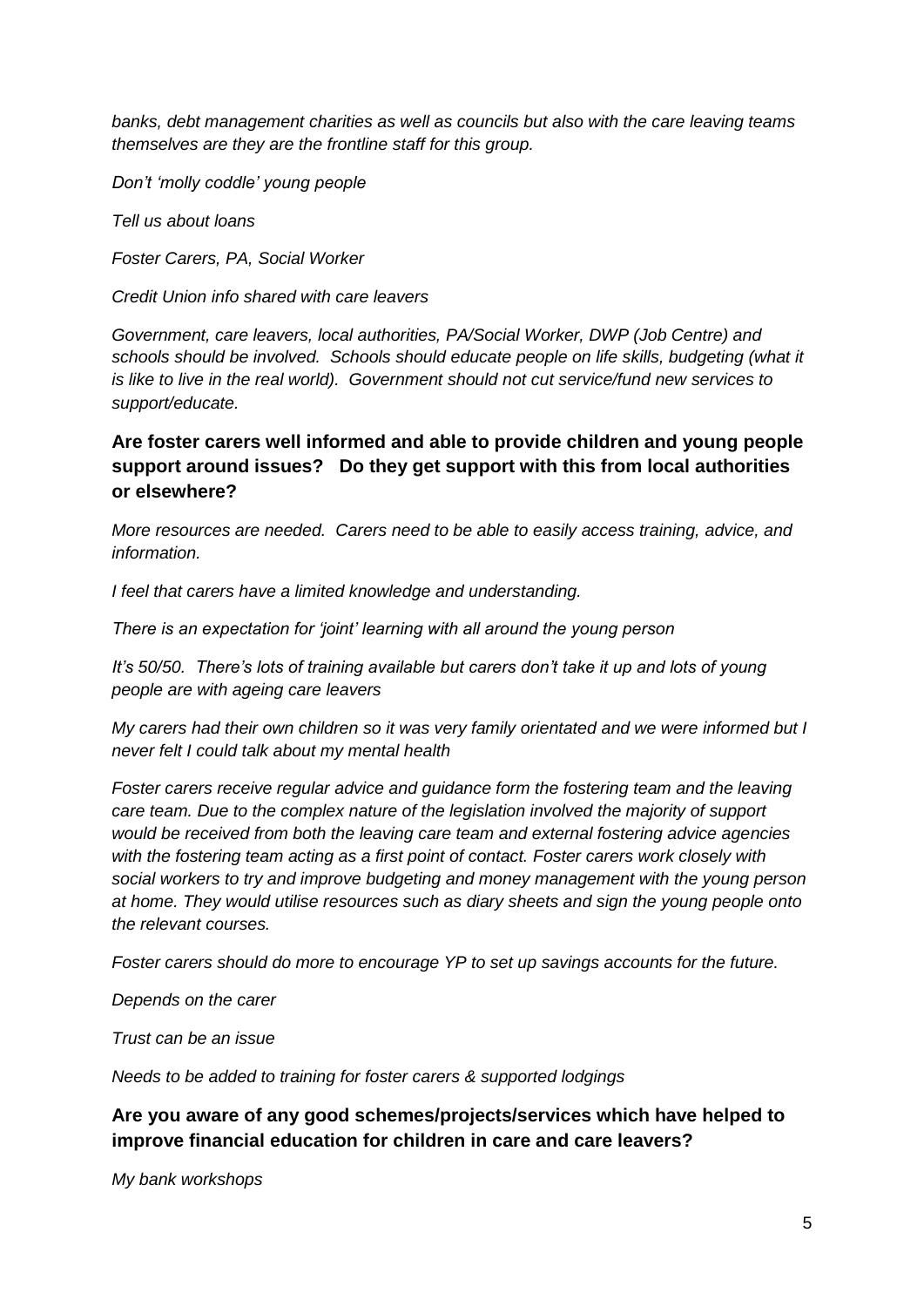*banks, debt management charities as well as councils but also with the care leaving teams themselves are they are the frontline staff for this group.*

*Don't 'molly coddle' young people*

*Tell us about loans*

*Foster Carers, PA, Social Worker*

*Credit Union info shared with care leavers*

*Government, care leavers, local authorities, PA/Social Worker, DWP (Job Centre) and schools should be involved. Schools should educate people on life skills, budgeting (what it is like to live in the real world). Government should not cut service/fund new services to support/educate.*

### Are foster carers well informed and able to provide children and young people support around issues? Do they get support with this from local authorities or elsewhere?

*More resources are needed. Carers need to be able to easily access training, advice, and information.*

*I feel that carers have a limited knowledge and understanding.*

*There is an expectation for 'joint' learning with all around the young person*

*It's 50/50. There's lots of training available but carers don't take it up and lots of young people are with ageing care leavers*

*My carers had their own children so it was very family orientated and we were informed but I never felt I could talk about my mental health*

*Foster carers receive regular advice and guidance form the fostering team and the leaving care team. Due to the complex nature of the legislation involved the majority of support would be received from both the leaving care team and external fostering advice agencies with the fostering team acting as a first point of contact. Foster carers work closely with social workers to try and improve budgeting and money management with the young person at home. They would utilise resources such as diary sheets and sign the young people onto the relevant courses.*

*Foster carers should do more to encourage YP to set up savings accounts for the future.*

*Depends on the carer*

*Trust can be an issue*

*Needs to be added to training for foster carers & supported lodgings*

### Are you aware of any good schemes/projects/services which have helped to improve financial education for children in care and care leavers?

*My bank workshops*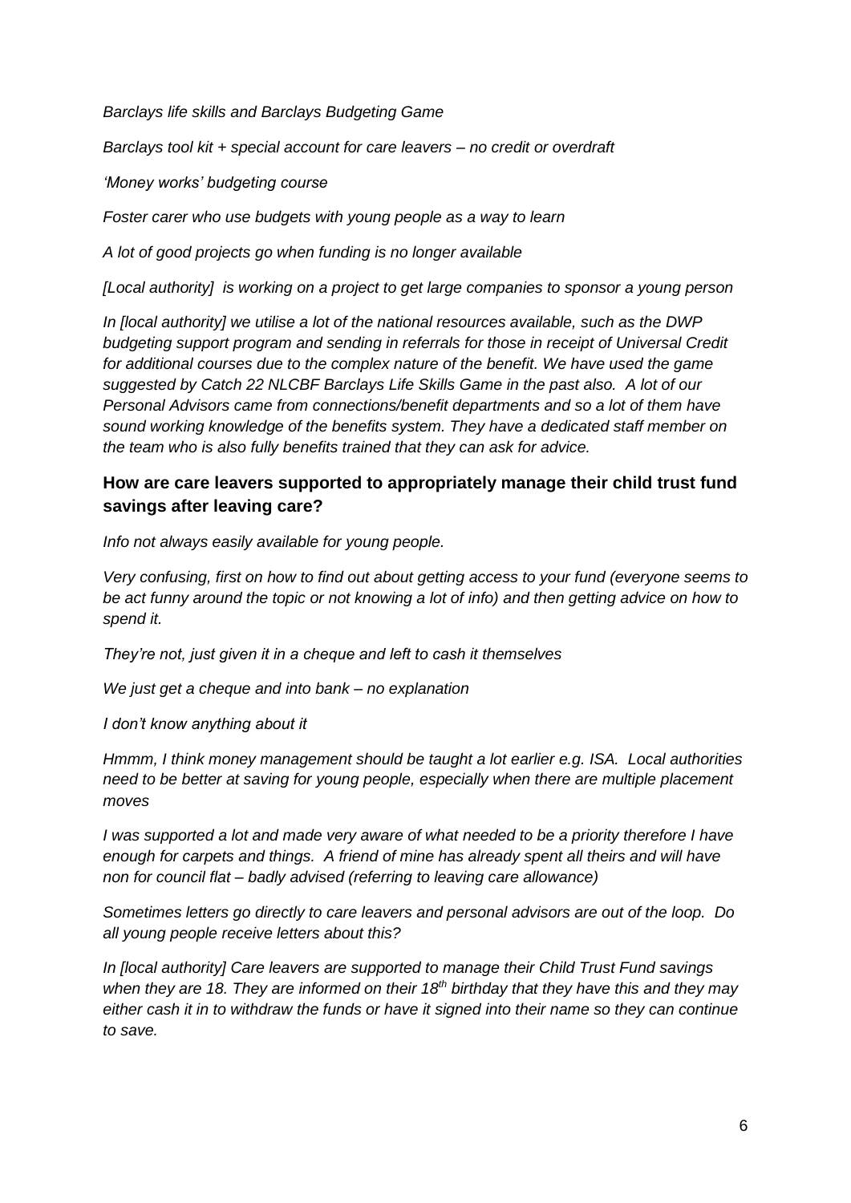*Barclays life skills and Barclays Budgeting Game*

*Barclays tool kit + special account for care leavers – no credit or overdraft*

*'Money works' budgeting course*

*Foster carer who use budgets with young people as a way to learn*

*A lot of good projects go when funding is no longer available*

*[Local authority] is working on a project to get large companies to sponsor a young person*

*In [local authority] we utilise a lot of the national resources available, such as the DWP budgeting support program and sending in referrals for those in receipt of Universal Credit for additional courses due to the complex nature of the benefit. We have used the game suggested by Catch 22 NLCBF Barclays Life Skills Game in the past also. A lot of our Personal Advisors came from connections/benefit departments and so a lot of them have sound working knowledge of the benefits system. They have a dedicated staff member on the team who is also fully benefits trained that they can ask for advice.*

### How are care leavers supported to appropriately manage their child trust fund savings after leaving care?

*Info not always easily available for young people.*

*Very confusing, first on how to find out about getting access to your fund (everyone seems to be act funny around the topic or not knowing a lot of info) and then getting advice on how to spend it.*

*They're not, just given it in a cheque and left to cash it themselves*

*We just get a cheque and into bank – no explanation*

*I don't know anything about it*

*Hmmm, I think money management should be taught a lot earlier e.g. ISA. Local authorities need to be better at saving for young people, especially when there are multiple placement moves*

*I was supported a lot and made very aware of what needed to be a priority therefore I have enough for carpets and things. A friend of mine has already spent all theirs and will have non for council flat – badly advised (referring to leaving care allowance)*

*Sometimes letters go directly to care leavers and personal advisors are out of the loop. Do all young people receive letters about this?*

*In [local authority] Care leavers are supported to manage their Child Trust Fund savings when they are 18. They are informed on their 18th birthday that they have this and they may either cash it in to withdraw the funds or have it signed into their name so they can continue to save.*